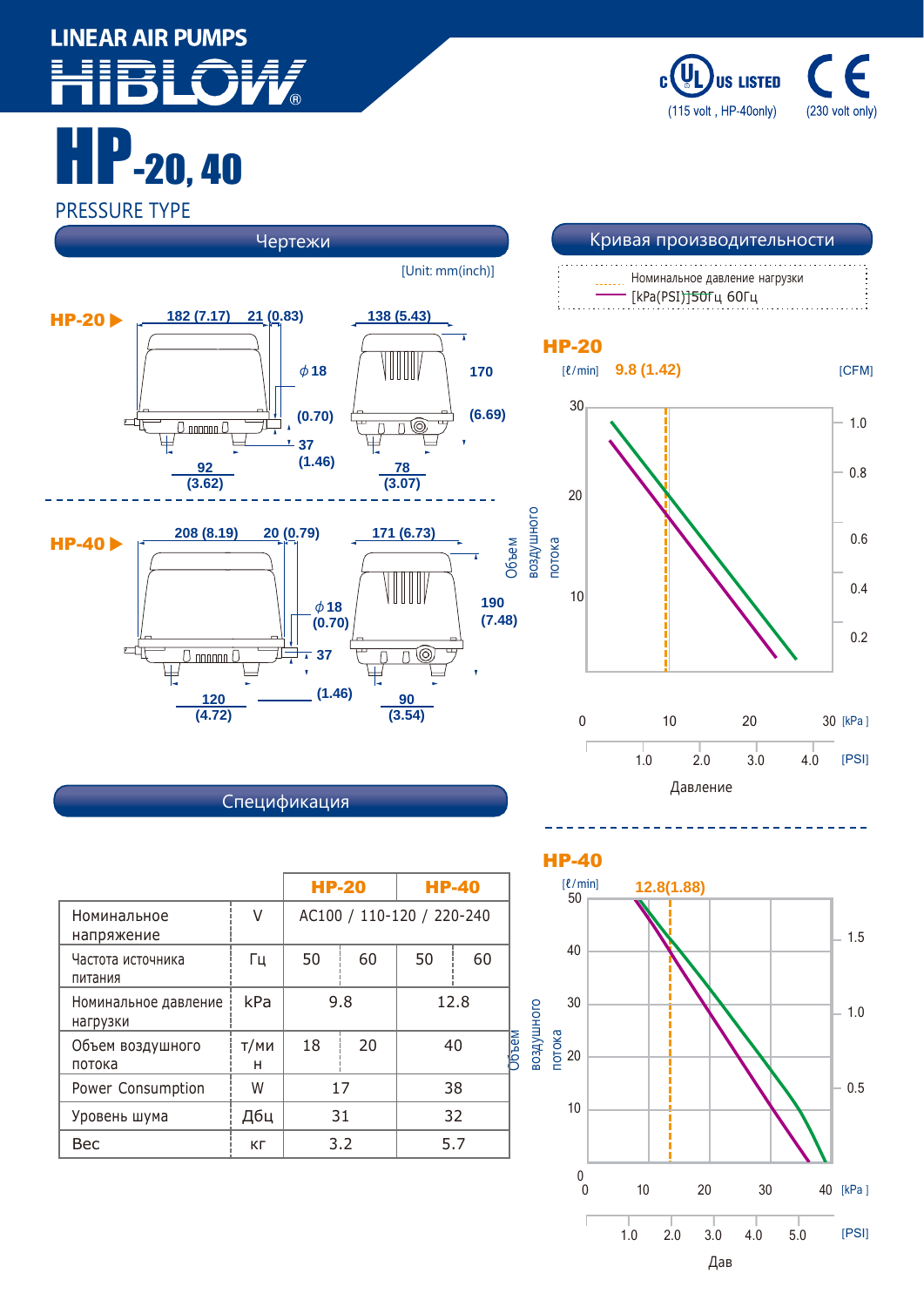LINEAR AIR PUMPS

HIBLOW®

c UL US LISTED (115 volt , HP-40only)

CE (230 volt only)

# HP-20, 40

PRESSURE TYPE

## Чертежи

[Unit: mm(inch)]

**HP-20**

182 (7.17) 21 (0.83) 138 (5.43)

ϕ18 (0.70) 170 (6.69)

37 (1.46)

92 (3.62) 78 (3.07)

**HP-40**

208 (8.19) 20 (0.79) 171 (6.73)

ϕ18 (0.70) 190 (7.48)

37 (1.46)

120 (4.72) 90 (3.54)

## Кривая производительности

Номинальное давление нагрузки [kPa(PSI)] 50Гц 60Гц

**HP-20**

[ℓ/min] 9.8 (1.42) [CFM]

Объем воздушного потока

Давление [kPa] [PSI]

**HP-40**

[ℓ/min] 12.8(1.88)

Объем воздушного потока

Дав [kPa] [PSI]

## Спецификация

| | | HP-20 | | HP-40 | |
|---|---|---|---|---|---|
| Номинальное напряжение | V | AC100 / 110-120 / 220-240 | | | |
| Частота источника питания | Гц | 50 | 60 | 50 | 60 |
| Номинальное давление нагрузки | kPa | 9.8 | | 12.8 | |
| Объем воздушного потока | т/мин | 18 | 20 | 40 | |
| Power Consumption | W | 17 | | 38 | |
| Уровень шума | Дбц | 31 | | 32 | |
| Вес | кг | 3.2 | | 5.7 | |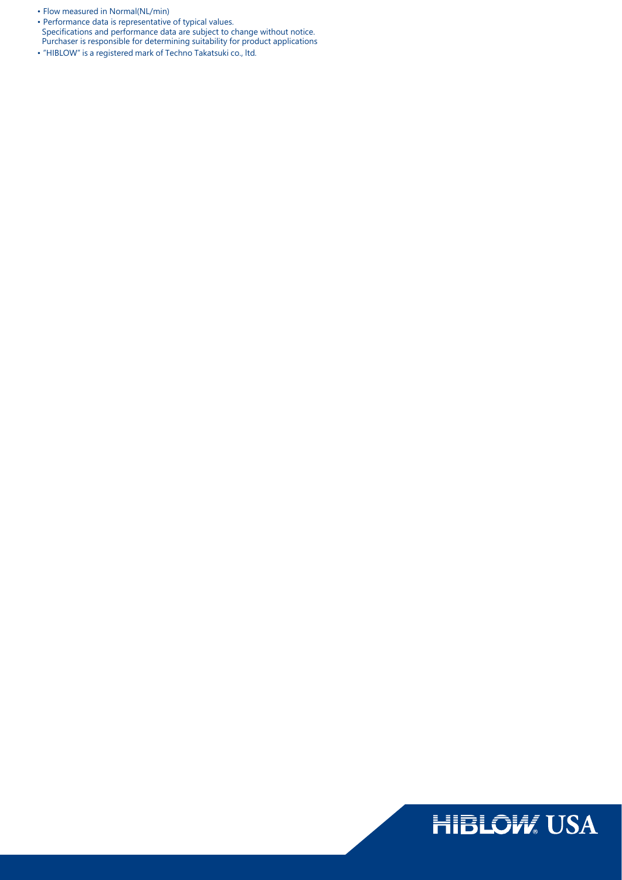- Flow measured in Normal(NL/min)
- Performance data is representative of typical values.
  Specifications and performance data are subject to change without notice.
  Purchaser is responsible for determining suitability for product applications
- "HIBLOW" is a registered mark of Techno Takatsuki co., ltd.

HIBLOW USA